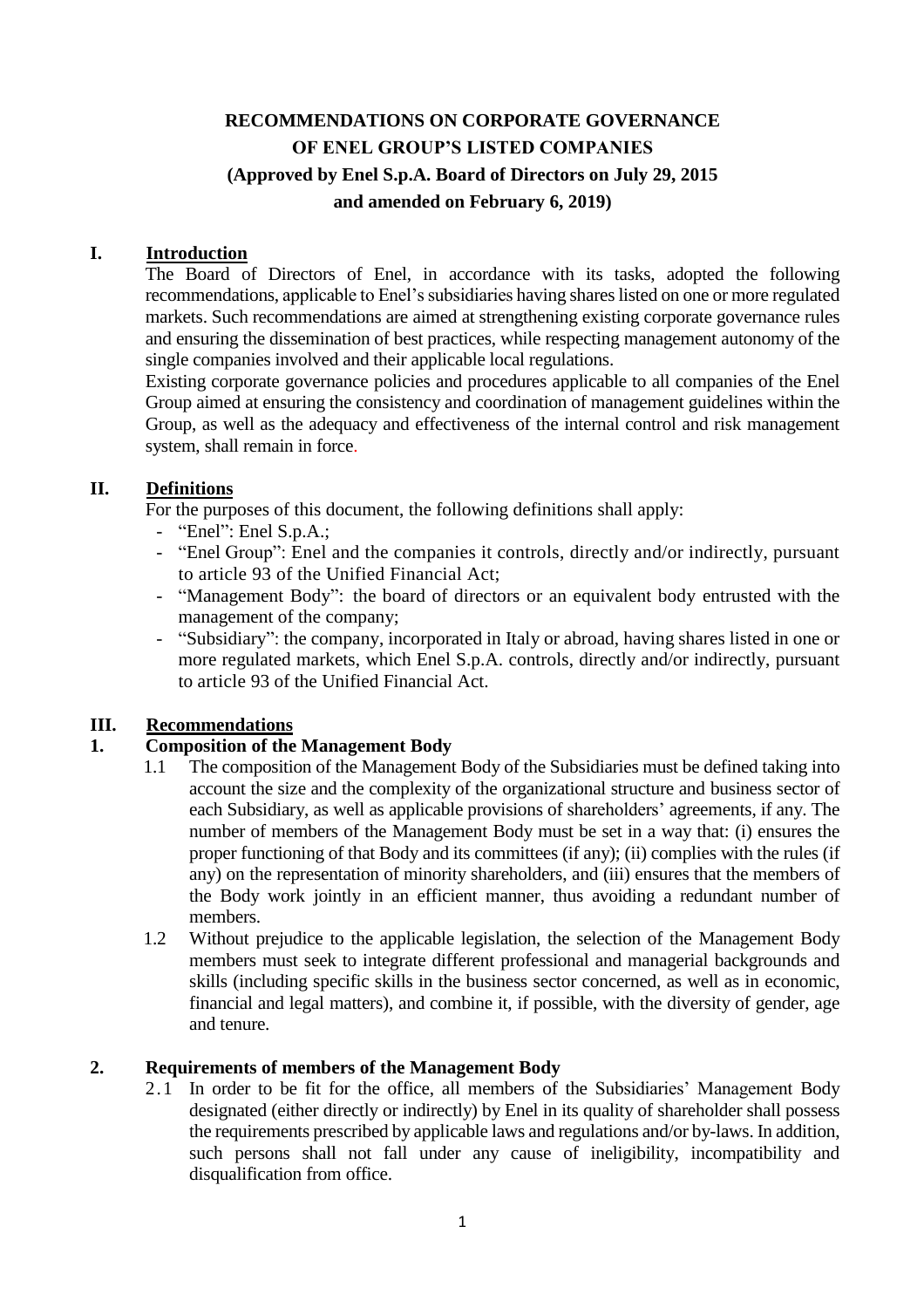# RECOMMENDATIONS ON CORPORATE GOVERNANCE OF ENEL GROUP'S LISTED COMPANIES

**(Approved by Enel S.p.A. Board of Directors on July 29, 2015 and amended on February 6, 2019)**

## I. Introduction

The Board of Directors of Enel, in accordance with its tasks, adopted the following recommendations, applicable to Enel's subsidiaries having shares listed on one or more regulated markets. Such recommendations are aimed at strengthening existing corporate governance rules and ensuring the dissemination of best practices, while respecting management autonomy of the single companies involved and their applicable local regulations.

Existing corporate governance policies and procedures applicable to all companies of the Enel Group aimed at ensuring the consistency and coordination of management guidelines within the Group, as well as the adequacy and effectiveness of the internal control and risk management system, shall remain in force.

## II. Definitions

For the purposes of this document, the following definitions shall apply:

- "Enel": Enel S.p.A.;
- "Enel Group": Enel and the companies it controls, directly and/or indirectly, pursuant to article 93 of the Unified Financial Act;
- "Management Body": the board of directors or an equivalent body entrusted with the management of the company;
- "Subsidiary": the company, incorporated in Italy or abroad, having shares listed in one or more regulated markets, which Enel S.p.A. controls, directly and/or indirectly, pursuant to article 93 of the Unified Financial Act.

## III. Recommendations

### 1. Composition of the Management Body

1.1 The composition of the Management Body of the Subsidiaries must be defined taking into account the size and the complexity of the organizational structure and business sector of each Subsidiary, as well as applicable provisions of shareholders' agreements, if any. The number of members of the Management Body must be set in a way that: (i) ensures the proper functioning of that Body and its committees (if any); (ii) complies with the rules (if any) on the representation of minority shareholders, and (iii) ensures that the members of the Body work jointly in an efficient manner, thus avoiding a redundant number of members.

1.2 Without prejudice to the applicable legislation, the selection of the Management Body members must seek to integrate different professional and managerial backgrounds and skills (including specific skills in the business sector concerned, as well as in economic, financial and legal matters), and combine it, if possible, with the diversity of gender, age and tenure.

### 2. Requirements of members of the Management Body

2.1 In order to be fit for the office, all members of the Subsidiaries' Management Body designated (either directly or indirectly) by Enel in its quality of shareholder shall possess the requirements prescribed by applicable laws and regulations and/or by-laws. In addition, such persons shall not fall under any cause of ineligibility, incompatibility and disqualification from office.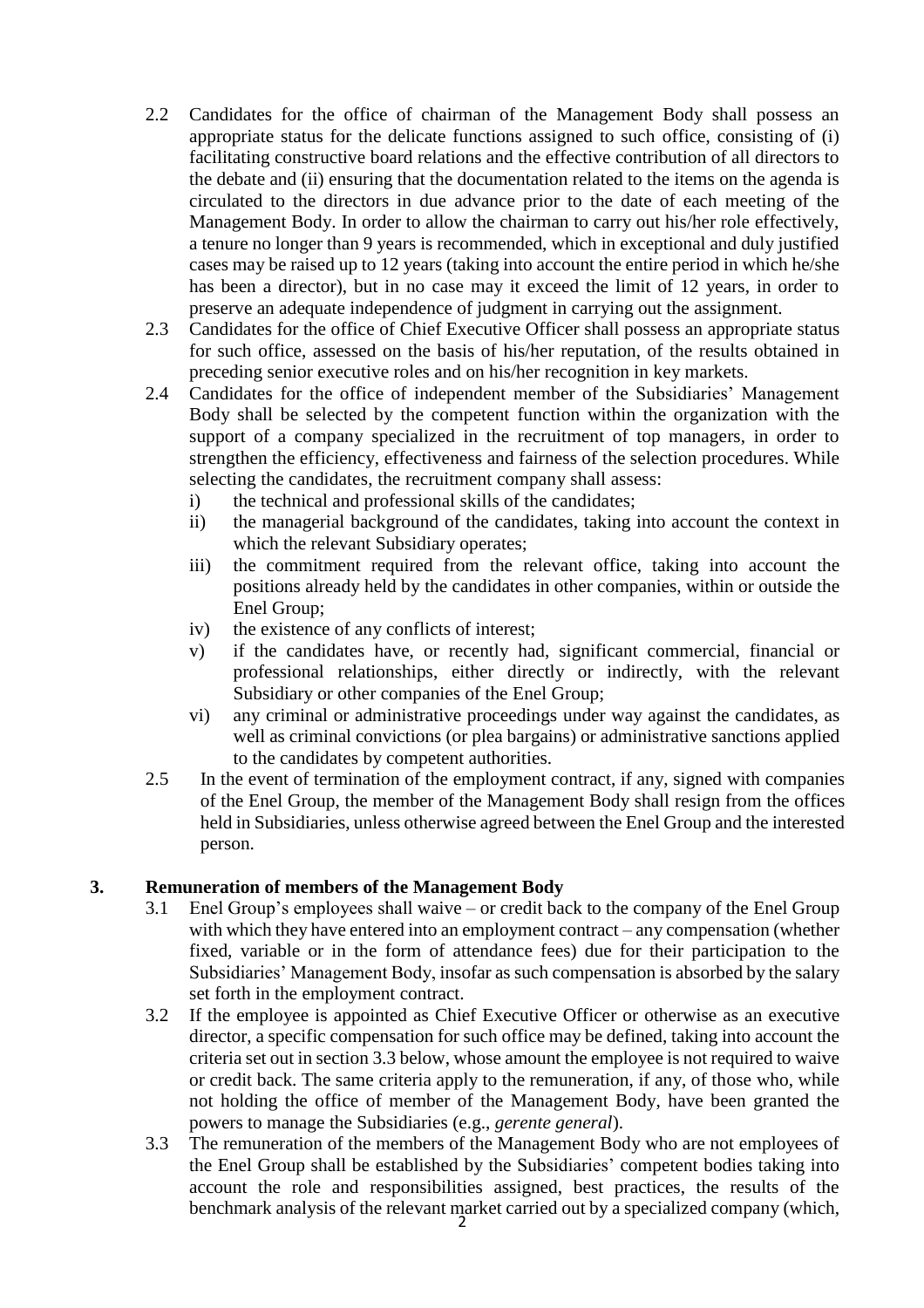2.2 Candidates for the office of chairman of the Management Body shall possess an appropriate status for the delicate functions assigned to such office, consisting of (i) facilitating constructive board relations and the effective contribution of all directors to the debate and (ii) ensuring that the documentation related to the items on the agenda is circulated to the directors in due advance prior to the date of each meeting of the Management Body. In order to allow the chairman to carry out his/her role effectively, a tenure no longer than 9 years is recommended, which in exceptional and duly justified cases may be raised up to 12 years (taking into account the entire period in which he/she has been a director), but in no case may it exceed the limit of 12 years, in order to preserve an adequate independence of judgment in carrying out the assignment.

2.3 Candidates for the office of Chief Executive Officer shall possess an appropriate status for such office, assessed on the basis of his/her reputation, of the results obtained in preceding senior executive roles and on his/her recognition in key markets.

2.4 Candidates for the office of independent member of the Subsidiaries' Management Body shall be selected by the competent function within the organization with the support of a company specialized in the recruitment of top managers, in order to strengthen the efficiency, effectiveness and fairness of the selection procedures. While selecting the candidates, the recruitment company shall assess:

- i) the technical and professional skills of the candidates;
- ii) the managerial background of the candidates, taking into account the context in which the relevant Subsidiary operates;
- iii) the commitment required from the relevant office, taking into account the positions already held by the candidates in other companies, within or outside the Enel Group;
- iv) the existence of any conflicts of interest;
- v) if the candidates have, or recently had, significant commercial, financial or professional relationships, either directly or indirectly, with the relevant Subsidiary or other companies of the Enel Group;
- vi) any criminal or administrative proceedings under way against the candidates, as well as criminal convictions (or plea bargains) or administrative sanctions applied to the candidates by competent authorities.

2.5 In the event of termination of the employment contract, if any, signed with companies of the Enel Group, the member of the Management Body shall resign from the offices held in Subsidiaries, unless otherwise agreed between the Enel Group and the interested person.

## 3. Remuneration of members of the Management Body

3.1 Enel Group's employees shall waive – or credit back to the company of the Enel Group with which they have entered into an employment contract – any compensation (whether fixed, variable or in the form of attendance fees) due for their participation to the Subsidiaries' Management Body, insofar as such compensation is absorbed by the salary set forth in the employment contract.

3.2 If the employee is appointed as Chief Executive Officer or otherwise as an executive director, a specific compensation for such office may be defined, taking into account the criteria set out in section 3.3 below, whose amount the employee is not required to waive or credit back. The same criteria apply to the remuneration, if any, of those who, while not holding the office of member of the Management Body, have been granted the powers to manage the Subsidiaries (e.g., *gerente general*).

3.3 The remuneration of the members of the Management Body who are not employees of the Enel Group shall be established by the Subsidiaries' competent bodies taking into account the role and responsibilities assigned, best practices, the results of the benchmark analysis of the relevant market carried out by a specialized company (which,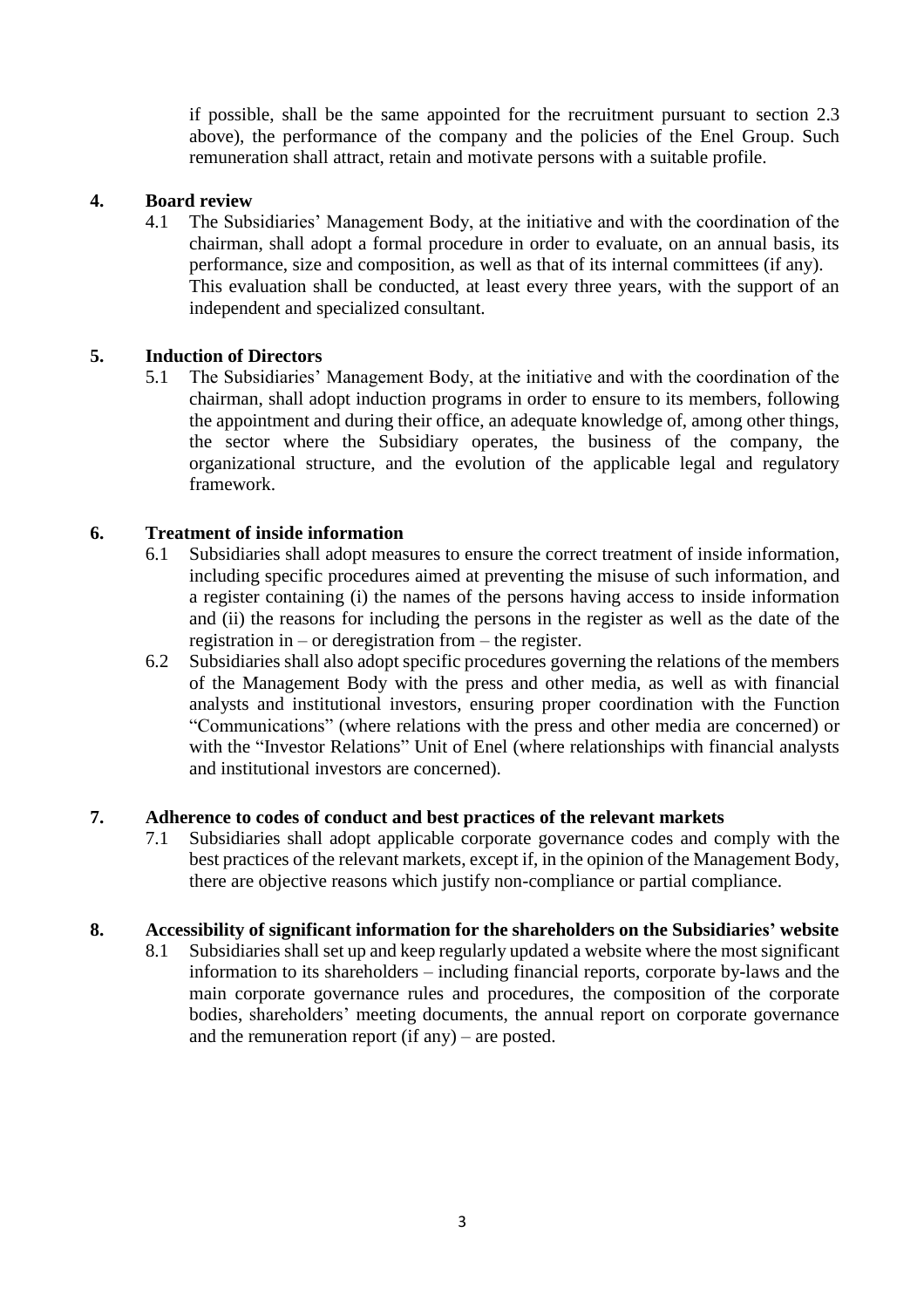if possible, shall be the same appointed for the recruitment pursuant to section 2.3 above), the performance of the company and the policies of the Enel Group. Such remuneration shall attract, retain and motivate persons with a suitable profile.

## 4. Board review

4.1 The Subsidiaries' Management Body, at the initiative and with the coordination of the chairman, shall adopt a formal procedure in order to evaluate, on an annual basis, its performance, size and composition, as well as that of its internal committees (if any). This evaluation shall be conducted, at least every three years, with the support of an independent and specialized consultant.

## 5. Induction of Directors

5.1 The Subsidiaries' Management Body, at the initiative and with the coordination of the chairman, shall adopt induction programs in order to ensure to its members, following the appointment and during their office, an adequate knowledge of, among other things, the sector where the Subsidiary operates, the business of the company, the organizational structure, and the evolution of the applicable legal and regulatory framework.

## 6. Treatment of inside information

6.1 Subsidiaries shall adopt measures to ensure the correct treatment of inside information, including specific procedures aimed at preventing the misuse of such information, and a register containing (i) the names of the persons having access to inside information and (ii) the reasons for including the persons in the register as well as the date of the registration in – or deregistration from – the register.

6.2 Subsidiaries shall also adopt specific procedures governing the relations of the members of the Management Body with the press and other media, as well as with financial analysts and institutional investors, ensuring proper coordination with the Function "Communications" (where relations with the press and other media are concerned) or with the "Investor Relations" Unit of Enel (where relationships with financial analysts and institutional investors are concerned).

## 7. Adherence to codes of conduct and best practices of the relevant markets

7.1 Subsidiaries shall adopt applicable corporate governance codes and comply with the best practices of the relevant markets, except if, in the opinion of the Management Body, there are objective reasons which justify non-compliance or partial compliance.

## 8. Accessibility of significant information for the shareholders on the Subsidiaries' website

8.1 Subsidiaries shall set up and keep regularly updated a website where the most significant information to its shareholders – including financial reports, corporate by-laws and the main corporate governance rules and procedures, the composition of the corporate bodies, shareholders' meeting documents, the annual report on corporate governance and the remuneration report (if any) – are posted.